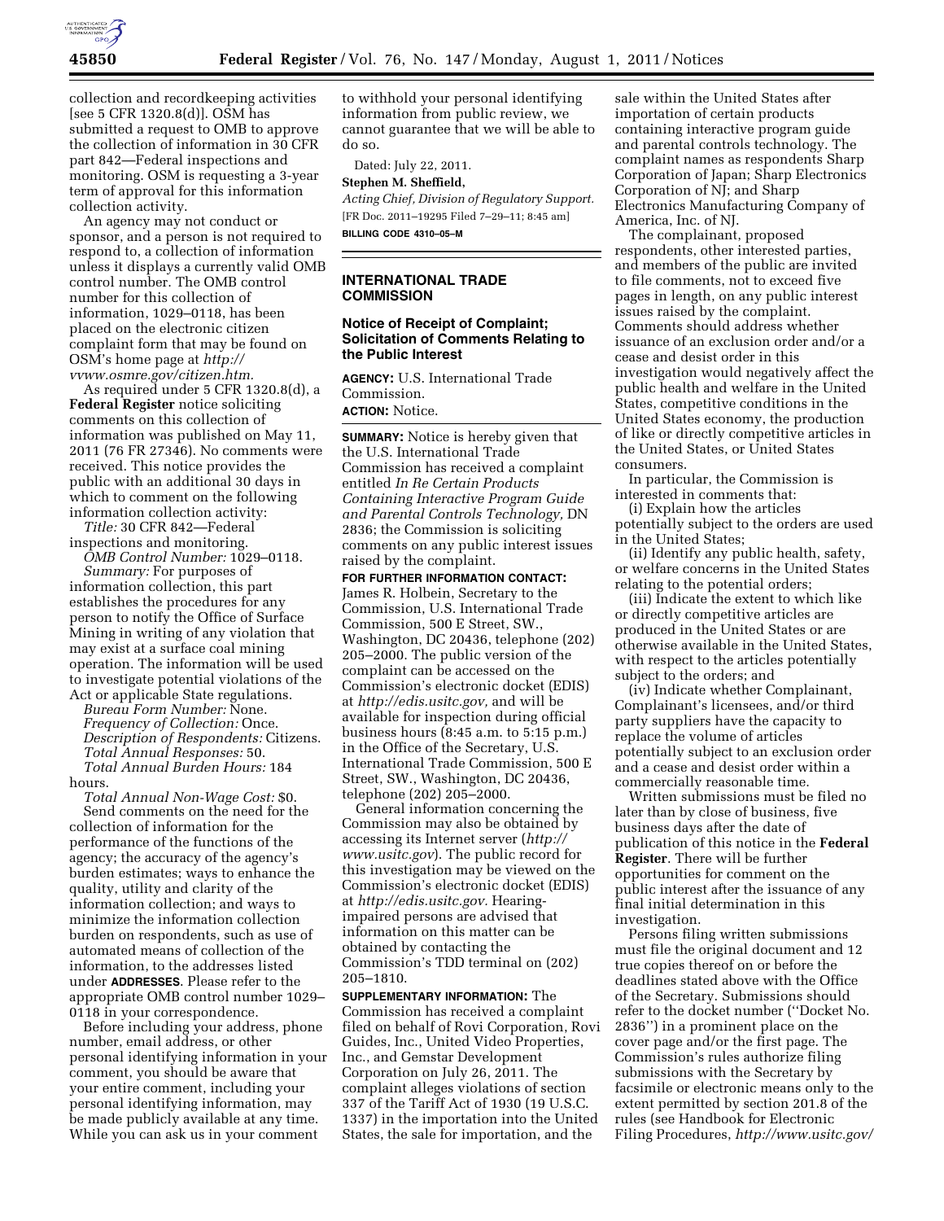collection and recordkeeping activities [see 5 CFR 1320.8(d)]. OSM has submitted a request to OMB to approve the collection of information in 30 CFR part 842—Federal inspections and monitoring. OSM is requesting a 3-year term of approval for this information collection activity.

An agency may not conduct or sponsor, and a person is not required to respond to, a collection of information unless it displays a currently valid OMB control number. The OMB control number for this collection of information, 1029–0118, has been placed on the electronic citizen complaint form that may be found on OSM's home page at *http://vvww.osmre.gov/citizen.htm.*

As required under 5 CFR 1320.8(d), a **Federal Register** notice soliciting comments on this collection of information was published on May 11, 2011 (76 FR 27346). No comments were received. This notice provides the public with an additional 30 days in which to comment on the following information collection activity:

*Title:* 30 CFR 842—Federal inspections and monitoring.

*OMB Control Number:* 1029–0118.

*Summary:* For purposes of information collection, this part establishes the procedures for any person to notify the Office of Surface Mining in writing of any violation that may exist at a surface coal mining operation. The information will be used to investigate potential violations of the Act or applicable State regulations.

*Bureau Form Number:* None.

*Frequency of Collection:* Once.

*Description of Respondents:* Citizens.

*Total Annual Responses:* 50.

*Total Annual Burden Hours:* 184 hours.

*Total Annual Non-Wage Cost:* $0.

Send comments on the need for the collection of information for the performance of the functions of the agency; the accuracy of the agency's burden estimates; ways to enhance the quality, utility and clarity of the information collection; and ways to minimize the information collection burden on respondents, such as use of automated means of collection of the information, to the addresses listed under **ADDRESSES**. Please refer to the appropriate OMB control number 1029–0118 in your correspondence.

Before including your address, phone number, email address, or other personal identifying information in your comment, you should be aware that your entire comment, including your personal identifying information, may be made publicly available at any time. While you can ask us in your comment to withhold your personal identifying information from public review, we cannot guarantee that we will be able to do so.

Dated: July 22, 2011.

**Stephen M. Sheffield,**

*Acting Chief, Division of Regulatory Support.*

[FR Doc. 2011–19295 Filed 7–29–11; 8:45 am]

**BILLING CODE 4310–05–M**

## INTERNATIONAL TRADE COMMISSION

### Notice of Receipt of Complaint; Solicitation of Comments Relating to the Public Interest

**AGENCY:** U.S. International Trade Commission.

**ACTION:** Notice.

**SUMMARY:** Notice is hereby given that the U.S. International Trade Commission has received a complaint entitled *In Re Certain Products Containing Interactive Program Guide and Parental Controls Technology,* DN 2836; the Commission is soliciting comments on any public interest issues raised by the complaint.

**FOR FURTHER INFORMATION CONTACT:** James R. Holbein, Secretary to the Commission, U.S. International Trade Commission, 500 E Street, SW., Washington, DC 20436, telephone (202) 205–2000. The public version of the complaint can be accessed on the Commission's electronic docket (EDIS) at *http://edis.usitc.gov,* and will be available for inspection during official business hours (8:45 a.m. to 5:15 p.m.) in the Office of the Secretary, U.S. International Trade Commission, 500 E Street, SW., Washington, DC 20436, telephone (202) 205–2000.

General information concerning the Commission may also be obtained by accessing its Internet server (*http://www.usitc.gov*). The public record for this investigation may be viewed on the Commission's electronic docket (EDIS) at *http://edis.usitc.gov.* Hearing-impaired persons are advised that information on this matter can be obtained by contacting the Commission's TDD terminal on (202) 205–1810.

**SUPPLEMENTARY INFORMATION:** The Commission has received a complaint filed on behalf of Rovi Corporation, Rovi Guides, Inc., United Video Properties, Inc., and Gemstar Development Corporation on July 26, 2011. The complaint alleges violations of section 337 of the Tariff Act of 1930 (19 U.S.C. 1337) in the importation into the United States, the sale for importation, and the sale within the United States after importation of certain products containing interactive program guide and parental controls technology. The complaint names as respondents Sharp Corporation of Japan; Sharp Electronics Corporation of NJ; and Sharp Electronics Manufacturing Company of America, Inc. of NJ.

The complainant, proposed respondents, other interested parties, and members of the public are invited to file comments, not to exceed five pages in length, on any public interest issues raised by the complaint. Comments should address whether issuance of an exclusion order and/or a cease and desist order in this investigation would negatively affect the public health and welfare in the United States, competitive conditions in the United States economy, the production of like or directly competitive articles in the United States, or United States consumers.

In particular, the Commission is interested in comments that:

(i) Explain how the articles potentially subject to the orders are used in the United States;

(ii) Identify any public health, safety, or welfare concerns in the United States relating to the potential orders;

(iii) Indicate the extent to which like or directly competitive articles are produced in the United States or are otherwise available in the United States, with respect to the articles potentially subject to the orders; and

(iv) Indicate whether Complainant, Complainant's licensees, and/or third party suppliers have the capacity to replace the volume of articles potentially subject to an exclusion order and a cease and desist order within a commercially reasonable time.

Written submissions must be filed no later than by close of business, five business days after the date of publication of this notice in the **Federal Register**. There will be further opportunities for comment on the public interest after the issuance of any final initial determination in this investigation.

Persons filing written submissions must file the original document and 12 true copies thereof on or before the deadlines stated above with the Office of the Secretary. Submissions should refer to the docket number (''Docket No. 2836'') in a prominent place on the cover page and/or the first page. The Commission's rules authorize filing submissions with the Secretary by facsimile or electronic means only to the extent permitted by section 201.8 of the rules (see Handbook for Electronic Filing Procedures, *http://www.usitc.gov/*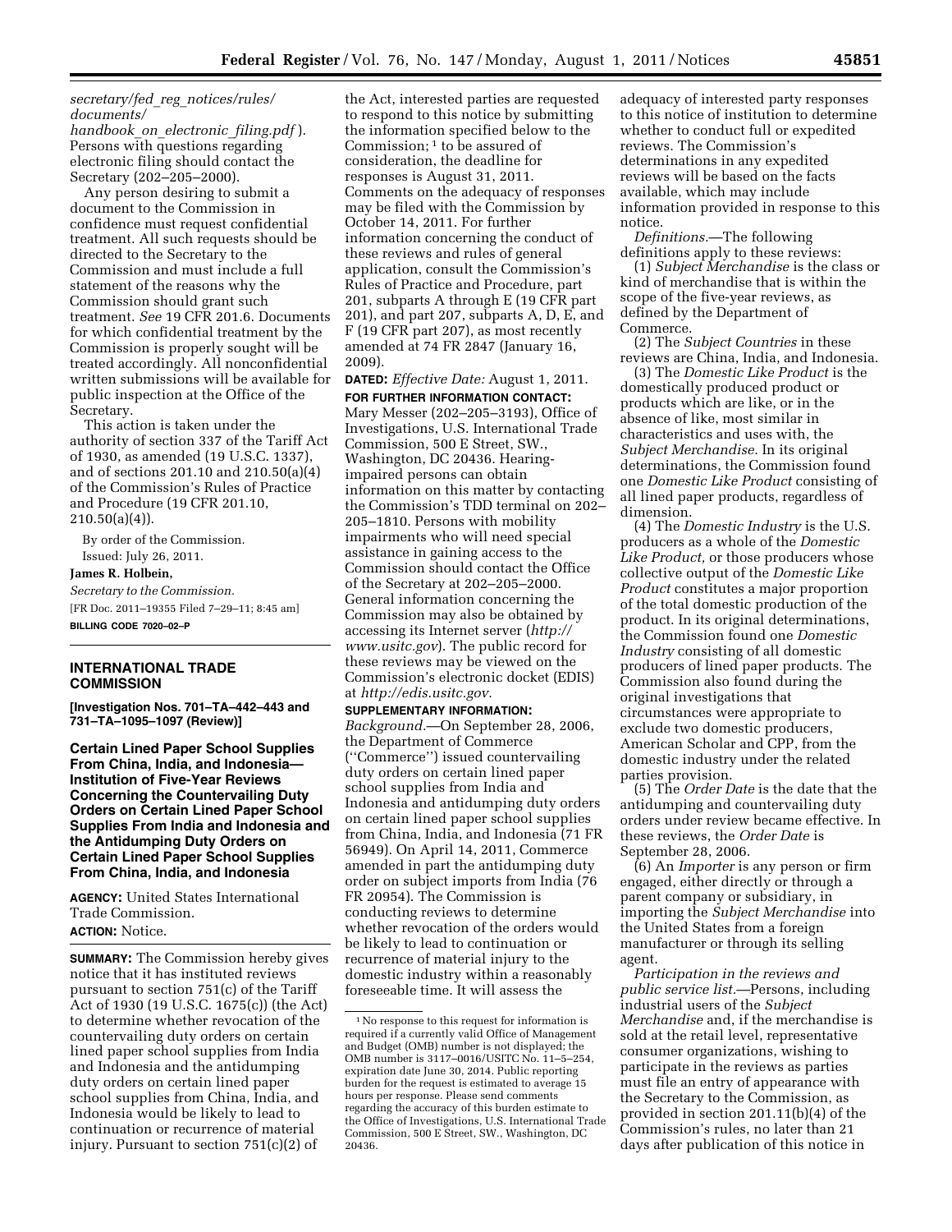*secretary/fed_reg_notices/rules/documents/handbook_on_electronic_filing.pdf*). Persons with questions regarding electronic filing should contact the Secretary (202–205–2000).

Any person desiring to submit a document to the Commission in confidence must request confidential treatment. All such requests should be directed to the Secretary to the Commission and must include a full statement of the reasons why the Commission should grant such treatment. *See* 19 CFR 201.6. Documents for which confidential treatment by the Commission is properly sought will be treated accordingly. All nonconfidential written submissions will be available for public inspection at the Office of the Secretary.

This action is taken under the authority of section 337 of the Tariff Act of 1930, as amended (19 U.S.C. 1337), and of sections 201.10 and 210.50(a)(4) of the Commission's Rules of Practice and Procedure (19 CFR 201.10, 210.50(a)(4)).

By order of the Commission.

Issued: July 26, 2011.

**James R. Holbein,**

*Secretary to the Commission.*

[FR Doc. 2011–19355 Filed 7–29–11; 8:45 am]

**BILLING CODE 7020–02–P**

---

## INTERNATIONAL TRADE COMMISSION

**[Investigation Nos. 701–TA–442–443 and 731–TA–1095–1097 (Review)]**

## Certain Lined Paper School Supplies From China, India, and Indonesia—Institution of Five-Year Reviews Concerning the Countervailing Duty Orders on Certain Lined Paper School Supplies From India and Indonesia and the Antidumping Duty Orders on Certain Lined Paper School Supplies From China, India, and Indonesia

**AGENCY:** United States International Trade Commission.

**ACTION:** Notice.

**SUMMARY:** The Commission hereby gives notice that it has instituted reviews pursuant to section 751(c) of the Tariff Act of 1930 (19 U.S.C. 1675(c)) (the Act) to determine whether revocation of the countervailing duty orders on certain lined paper school supplies from India and Indonesia and the antidumping duty orders on certain lined paper school supplies from China, India, and Indonesia would be likely to lead to continuation or recurrence of material injury. Pursuant to section 751(c)(2) of the Act, interested parties are requested to respond to this notice by submitting the information specified below to the Commission; [1] to be assured of consideration, the deadline for responses is August 31, 2011. Comments on the adequacy of responses may be filed with the Commission by October 14, 2011. For further information concerning the conduct of these reviews and rules of general application, consult the Commission's Rules of Practice and Procedure, part 201, subparts A through E (19 CFR part 201), and part 207, subparts A, D, E, and F (19 CFR part 207), as most recently amended at 74 FR 2847 (January 16, 2009).

**DATED:** *Effective Date:* August 1, 2011.

**FOR FURTHER INFORMATION CONTACT:** Mary Messer (202–205–3193), Office of Investigations, U.S. International Trade Commission, 500 E Street, SW., Washington, DC 20436. Hearing-impaired persons can obtain information on this matter by contacting the Commission's TDD terminal on 202–205–1810. Persons with mobility impairments who will need special assistance in gaining access to the Commission should contact the Office of the Secretary at 202–205–2000. General information concerning the Commission may also be obtained by accessing its Internet server (*http://www.usitc.gov*). The public record for these reviews may be viewed on the Commission's electronic docket (EDIS) at *http://edis.usitc.gov.*

**SUPPLEMENTARY INFORMATION:**

*Background.*—On September 28, 2006, the Department of Commerce ("Commerce") issued countervailing duty orders on certain lined paper school supplies from India and Indonesia and antidumping duty orders on certain lined paper school supplies from China, India, and Indonesia (71 FR 56949). On April 14, 2011, Commerce amended in part the antidumping duty order on subject imports from India (76 FR 20954). The Commission is conducting reviews to determine whether revocation of the orders would be likely to lead to continuation or recurrence of material injury to the domestic industry within a reasonably foreseeable time. It will assess the adequacy of interested party responses to this notice of institution to determine whether to conduct full or expedited reviews. The Commission's determinations in any expedited reviews will be based on the facts available, which may include information provided in response to this notice.

*Definitions.*—The following definitions apply to these reviews:

(1) *Subject Merchandise* is the class or kind of merchandise that is within the scope of the five-year reviews, as defined by the Department of Commerce.

(2) The *Subject Countries* in these reviews are China, India, and Indonesia.

(3) The *Domestic Like Product* is the domestically produced product or products which are like, or in the absence of like, most similar in characteristics and uses with, the *Subject Merchandise.* In its original determinations, the Commission found one *Domestic Like Product* consisting of all lined paper products, regardless of dimension.

(4) The *Domestic Industry* is the U.S. producers as a whole of the *Domestic Like Product,* or those producers whose collective output of the *Domestic Like Product* constitutes a major proportion of the total domestic production of the product. In its original determinations, the Commission found one *Domestic Industry* consisting of all domestic producers of lined paper products. The Commission also found during the original investigations that circumstances were appropriate to exclude two domestic producers, American Scholar and CPP, from the domestic industry under the related parties provision.

(5) The *Order Date* is the date that the antidumping and countervailing duty orders under review became effective. In these reviews, the *Order Date* is September 28, 2006.

(6) An *Importer* is any person or firm engaged, either directly or through a parent company or subsidiary, in importing the *Subject Merchandise* into the United States from a foreign manufacturer or through its selling agent.

*Participation in the reviews and public service list.*—Persons, including industrial users of the *Subject Merchandise* and, if the merchandise is sold at the retail level, representative consumer organizations, wishing to participate in the reviews as parties must file an entry of appearance with the Secretary to the Commission, as provided in section 201.11(b)(4) of the Commission's rules, no later than 21 days after publication of this notice in

[1] No response to this request for information is required if a currently valid Office of Management and Budget (OMB) number is not displayed; the OMB number is 3117–0016/USITC No. 11–5–254, expiration date June 30, 2014. Public reporting burden for the request is estimated to average 15 hours per response. Please send comments regarding the accuracy of this burden estimate to the Office of Investigations, U.S. International Trade Commission, 500 E Street, SW., Washington, DC 20436.